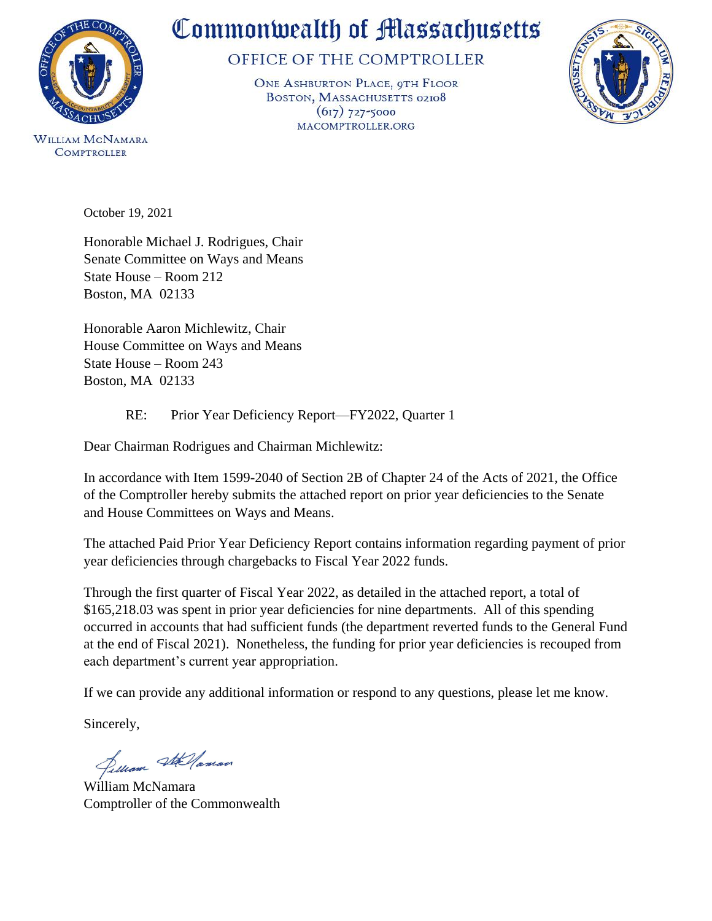# Commonwealth of Massachusetts

## OFFICE OF THE COMPTROLLER

ONE ASHBURTON PLACE, 9TH FLOOR
BOSTON, MASSACHUSETTS 02108
(617) 727-5000
MACOMPTROLLER.ORG

WILLIAM MCNAMARA
COMPTROLLER

October 19, 2021

Honorable Michael J. Rodrigues, Chair
Senate Committee on Ways and Means
State House – Room 212
Boston, MA 02133

Honorable Aaron Michlewitz, Chair
House Committee on Ways and Means
State House – Room 243
Boston, MA 02133

RE: Prior Year Deficiency Report—FY2022, Quarter 1

Dear Chairman Rodrigues and Chairman Michlewitz:

In accordance with Item 1599-2040 of Section 2B of Chapter 24 of the Acts of 2021, the Office of the Comptroller hereby submits the attached report on prior year deficiencies to the Senate and House Committees on Ways and Means.

The attached Paid Prior Year Deficiency Report contains information regarding payment of prior year deficiencies through chargebacks to Fiscal Year 2022 funds.

Through the first quarter of Fiscal Year 2022, as detailed in the attached report, a total of $165,218.03 was spent in prior year deficiencies for nine departments. All of this spending occurred in accounts that had sufficient funds (the department reverted funds to the General Fund at the end of Fiscal 2021). Nonetheless, the funding for prior year deficiencies is recouped from each department's current year appropriation.

If we can provide any additional information or respond to any questions, please let me know.

Sincerely,

William McNamara
Comptroller of the Commonwealth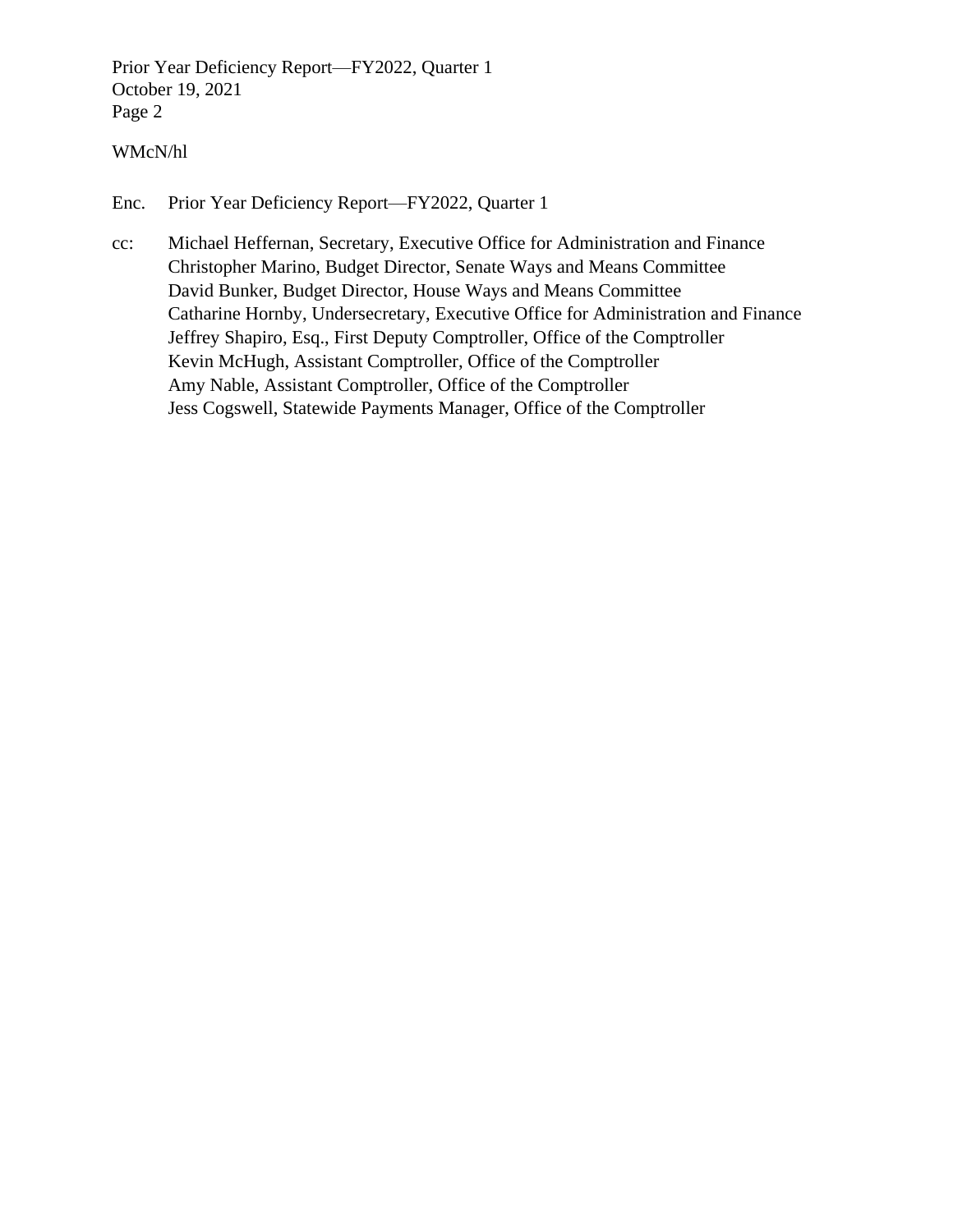WMcN/hl

Enc. Prior Year Deficiency Report—FY2022, Quarter 1

cc: Michael Heffernan, Secretary, Executive Office for Administration and Finance
Christopher Marino, Budget Director, Senate Ways and Means Committee
David Bunker, Budget Director, House Ways and Means Committee
Catharine Hornby, Undersecretary, Executive Office for Administration and Finance
Jeffrey Shapiro, Esq., First Deputy Comptroller, Office of the Comptroller
Kevin McHugh, Assistant Comptroller, Office of the Comptroller
Amy Nable, Assistant Comptroller, Office of the Comptroller
Jess Cogswell, Statewide Payments Manager, Office of the Comptroller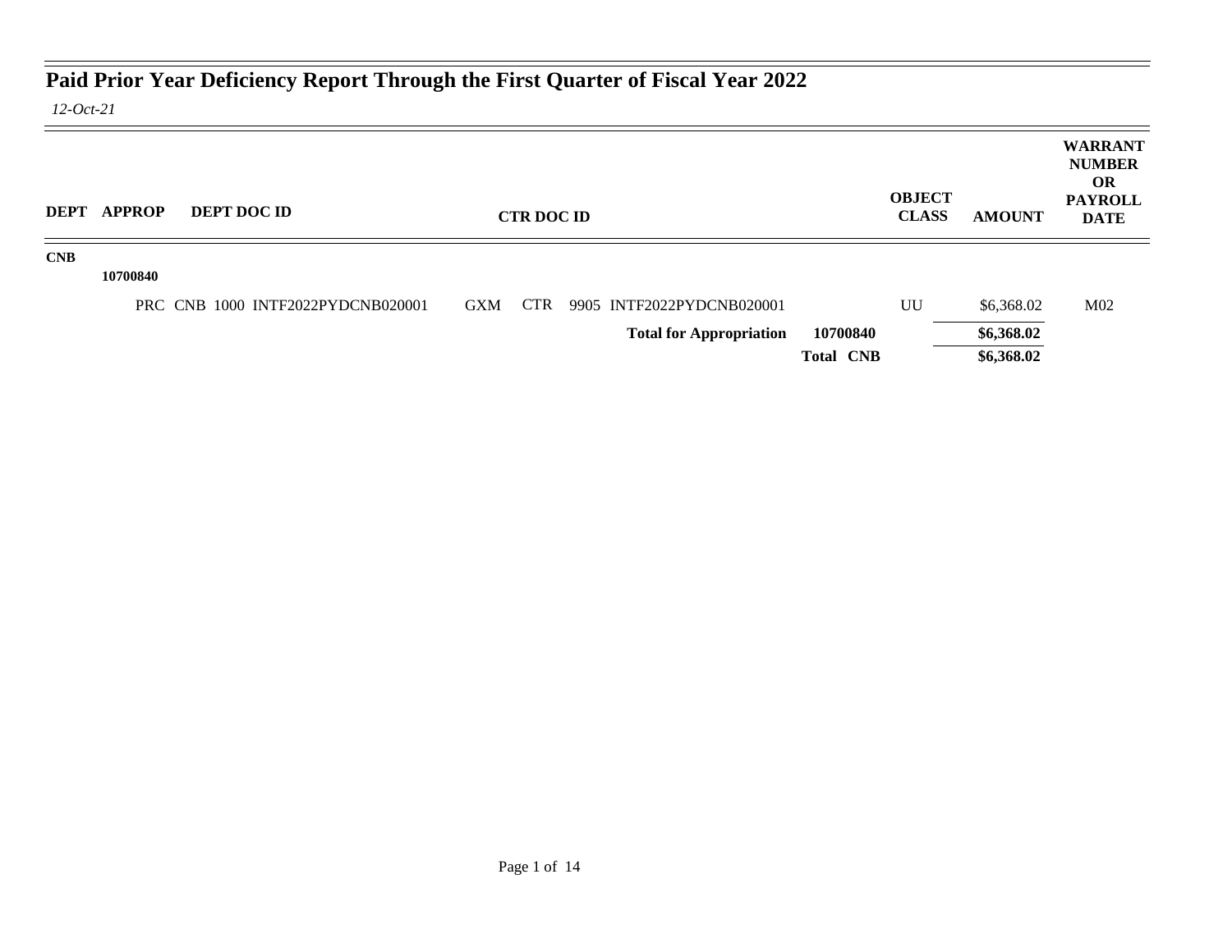# Paid Prior Year Deficiency Report Through the First Quarter of Fiscal Year 2022

*12-Oct-21*

| DEPT | APPROP | DEPT DOC ID | CTR DOC ID | | OBJECT CLASS | AMOUNT | WARRANT NUMBER OR PAYROLL DATE |
|---|---|---|---|---|---|---|---|
| **CNB** | | | | | | | |
| | **10700840** | | | | | | |
| | | PRC CNB 1000 INTF2022PYDCNB020001 | GXM CTR 9905 INTF2022PYDCNB020001 | | UU | $6,368.02 | M02 |
| | | | **Total for Appropriation** | **10700840** | | **$6,368.02** | |
| | | | | **Total CNB** | | **$6,368.02** | |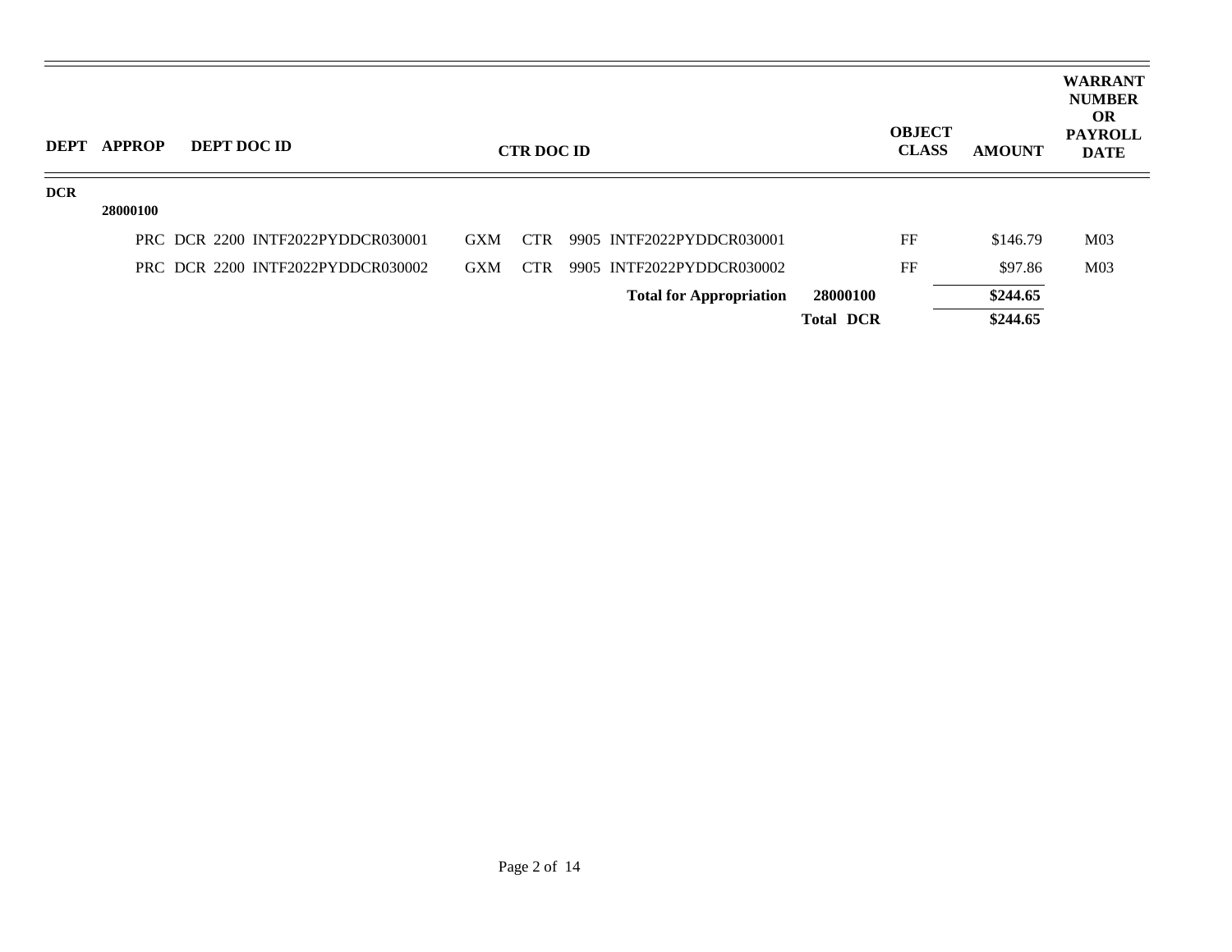| DEPT | APPROP | DEPT DOC ID | CTR DOC ID | | OBJECT CLASS | AMOUNT | WARRANT NUMBER OR PAYROLL DATE |
|---|---|---|---|---|---|---|---|
| DCR | | | | | | | |
| | 28000100 | | | | | | |
| | | PRC DCR 2200 INTF2022PYDDCR030001 | GXM CTR 9905 INTF2022PYDDCR030001 | | FF | $146.79 | M03 |
| | | PRC DCR 2200 INTF2022PYDDCR030002 | GXM CTR 9905 INTF2022PYDDCR030002 | | FF | $97.86 | M03 |
| | | | **Total for Appropriation** | **28000100** | | **$244.65** | |
| | | | | **Total DCR** | | **$244.65** | |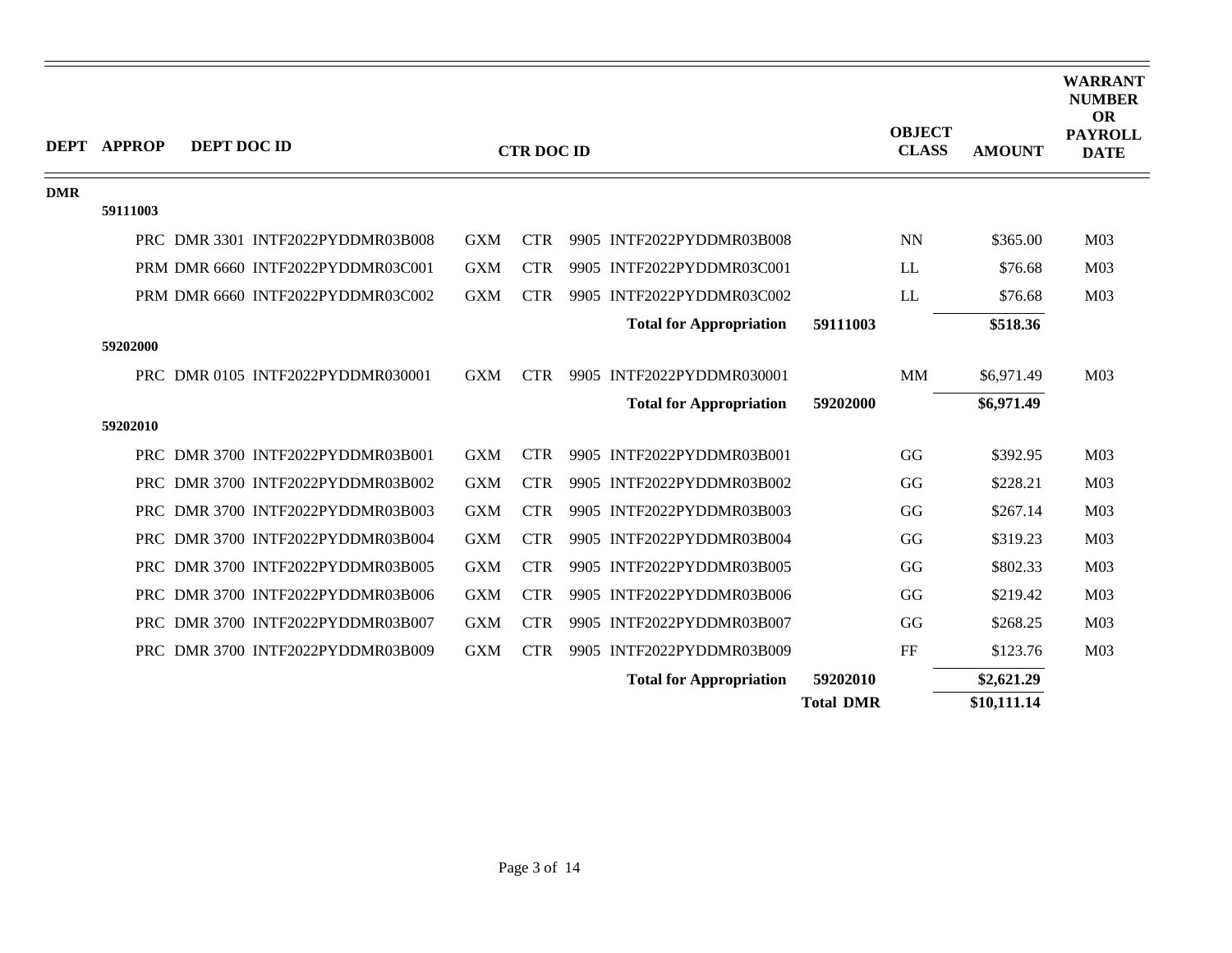| DEPT | APPROP | DEPT DOC ID | CTR DOC ID | | | | OBJECT CLASS | AMOUNT | WARRANT NUMBER OR PAYROLL DATE |
|---|---|---|---|---|---|---|---|---|---|
| DMR | | | | | | | | | |
| | 59111003 | | | | | | | | |
| | | PRC DMR 3301 INTF2022PYDDMR03B008 | GXM | CTR | 9905 INTF2022PYDDMR03B008 | | NN | $365.00 | M03 |
| | | PRM DMR 6660 INTF2022PYDDMR03C001 | GXM | CTR | 9905 INTF2022PYDDMR03C001 | | LL | $76.68 | M03 |
| | | PRM DMR 6660 INTF2022PYDDMR03C002 | GXM | CTR | 9905 INTF2022PYDDMR03C002 | | LL | $76.68 | M03 |
| | | | | | **Total for Appropriation** | **59111003** | | **$518.36** | |
| | 59202000 | | | | | | | | |
| | | PRC DMR 0105 INTF2022PYDDMR030001 | GXM | CTR | 9905 INTF2022PYDDMR030001 | | MM | $6,971.49 | M03 |
| | | | | | **Total for Appropriation** | **59202000** | | **$6,971.49** | |
| | 59202010 | | | | | | | | |
| | | PRC DMR 3700 INTF2022PYDDMR03B001 | GXM | CTR | 9905 INTF2022PYDDMR03B001 | | GG | $392.95 | M03 |
| | | PRC DMR 3700 INTF2022PYDDMR03B002 | GXM | CTR | 9905 INTF2022PYDDMR03B002 | | GG | $228.21 | M03 |
| | | PRC DMR 3700 INTF2022PYDDMR03B003 | GXM | CTR | 9905 INTF2022PYDDMR03B003 | | GG | $267.14 | M03 |
| | | PRC DMR 3700 INTF2022PYDDMR03B004 | GXM | CTR | 9905 INTF2022PYDDMR03B004 | | GG | $319.23 | M03 |
| | | PRC DMR 3700 INTF2022PYDDMR03B005 | GXM | CTR | 9905 INTF2022PYDDMR03B005 | | GG | $802.33 | M03 |
| | | PRC DMR 3700 INTF2022PYDDMR03B006 | GXM | CTR | 9905 INTF2022PYDDMR03B006 | | GG | $219.42 | M03 |
| | | PRC DMR 3700 INTF2022PYDDMR03B007 | GXM | CTR | 9905 INTF2022PYDDMR03B007 | | GG | $268.25 | M03 |
| | | PRC DMR 3700 INTF2022PYDDMR03B009 | GXM | CTR | 9905 INTF2022PYDDMR03B009 | | FF | $123.76 | M03 |
| | | | | | **Total for Appropriation** | **59202010** | | **$2,621.29** | |
| | | | | | | **Total DMR** | | **$10,111.14** | |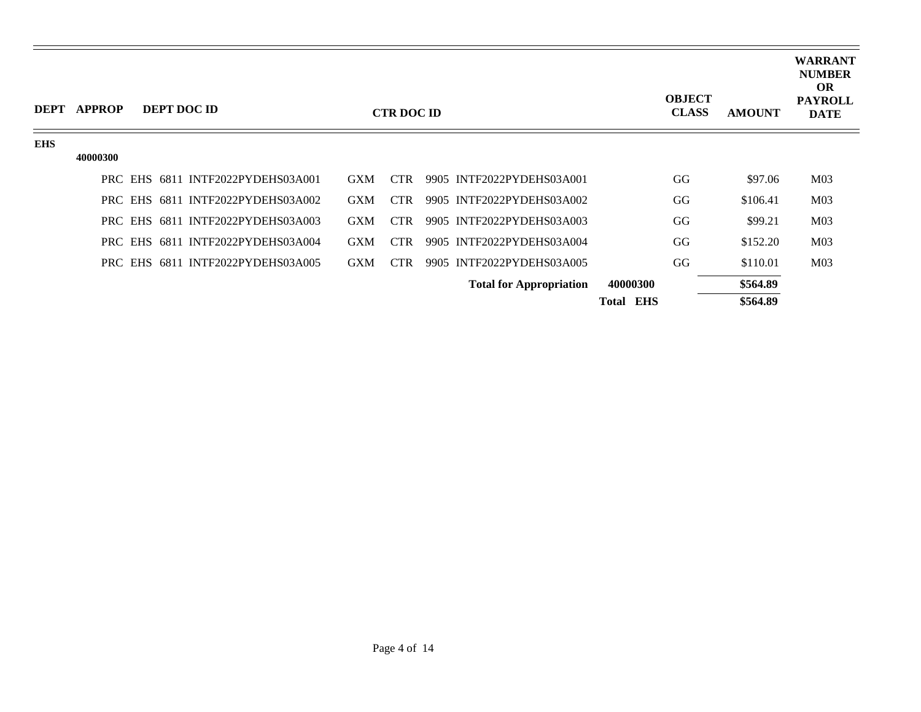| DEPT | APPROP | DEPT DOC ID | CTR DOC ID | | OBJECT CLASS | AMOUNT | WARRANT NUMBER OR PAYROLL DATE |
|---|---|---|---|---|---|---|---|
| EHS | | | | | | | |
| | 40000300 | | | | | | |
| | | PRC EHS 6811 INTF2022PYDEHS03A001 | GXM CTR 9905 INTF2022PYDEHS03A001 | | GG | $97.06 | M03 |
| | | PRC EHS 6811 INTF2022PYDEHS03A002 | GXM CTR 9905 INTF2022PYDEHS03A002 | | GG | $106.41 | M03 |
| | | PRC EHS 6811 INTF2022PYDEHS03A003 | GXM CTR 9905 INTF2022PYDEHS03A003 | | GG | $99.21 | M03 |
| | | PRC EHS 6811 INTF2022PYDEHS03A004 | GXM CTR 9905 INTF2022PYDEHS03A004 | | GG | $152.20 | M03 |
| | | PRC EHS 6811 INTF2022PYDEHS03A005 | GXM CTR 9905 INTF2022PYDEHS03A005 | | GG | $110.01 | M03 |
| | | | **Total for Appropriation** | **40000300** | | **$564.89** | |
| | | | | **Total EHS** | | **$564.89** | |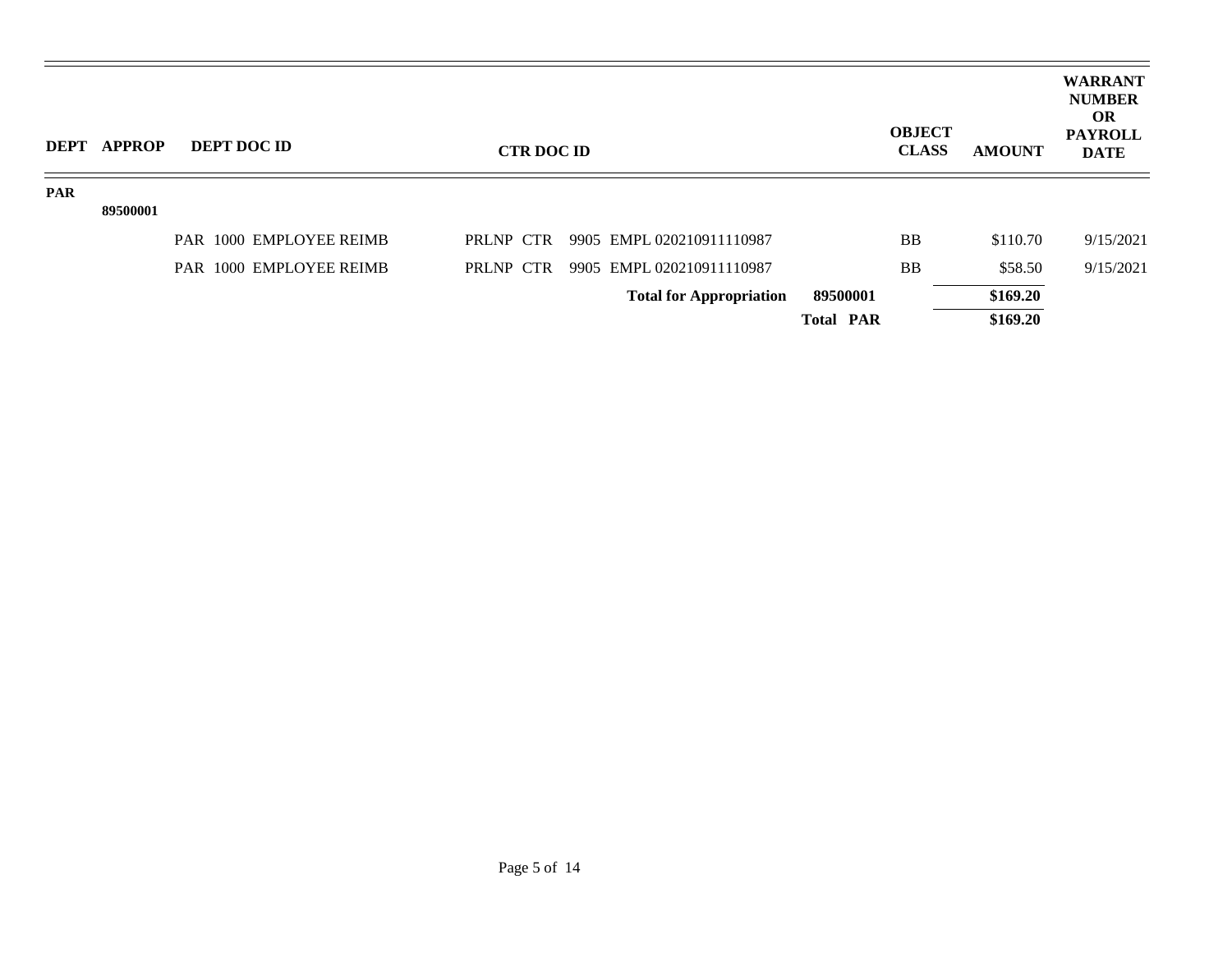| DEPT | APPROP | DEPT DOC ID | CTR DOC ID | | OBJECT CLASS | AMOUNT | WARRANT NUMBER OR PAYROLL DATE |
|---|---|---|---|---|---|---|---|
| PAR | | | | | | | |
| | 89500001 | | | | | | |
| | | PAR 1000 EMPLOYEE REIMB | PRLNP CTR 9905 EMPL 020210911110987 | | BB | $110.70 | 9/15/2021 |
| | | PAR 1000 EMPLOYEE REIMB | PRLNP CTR 9905 EMPL 020210911110987 | | BB | $58.50 | 9/15/2021 |
| | | | **Total for Appropriation** | **89500001** | | **$169.20** | |
| | | | | **Total PAR** | | **$169.20** | |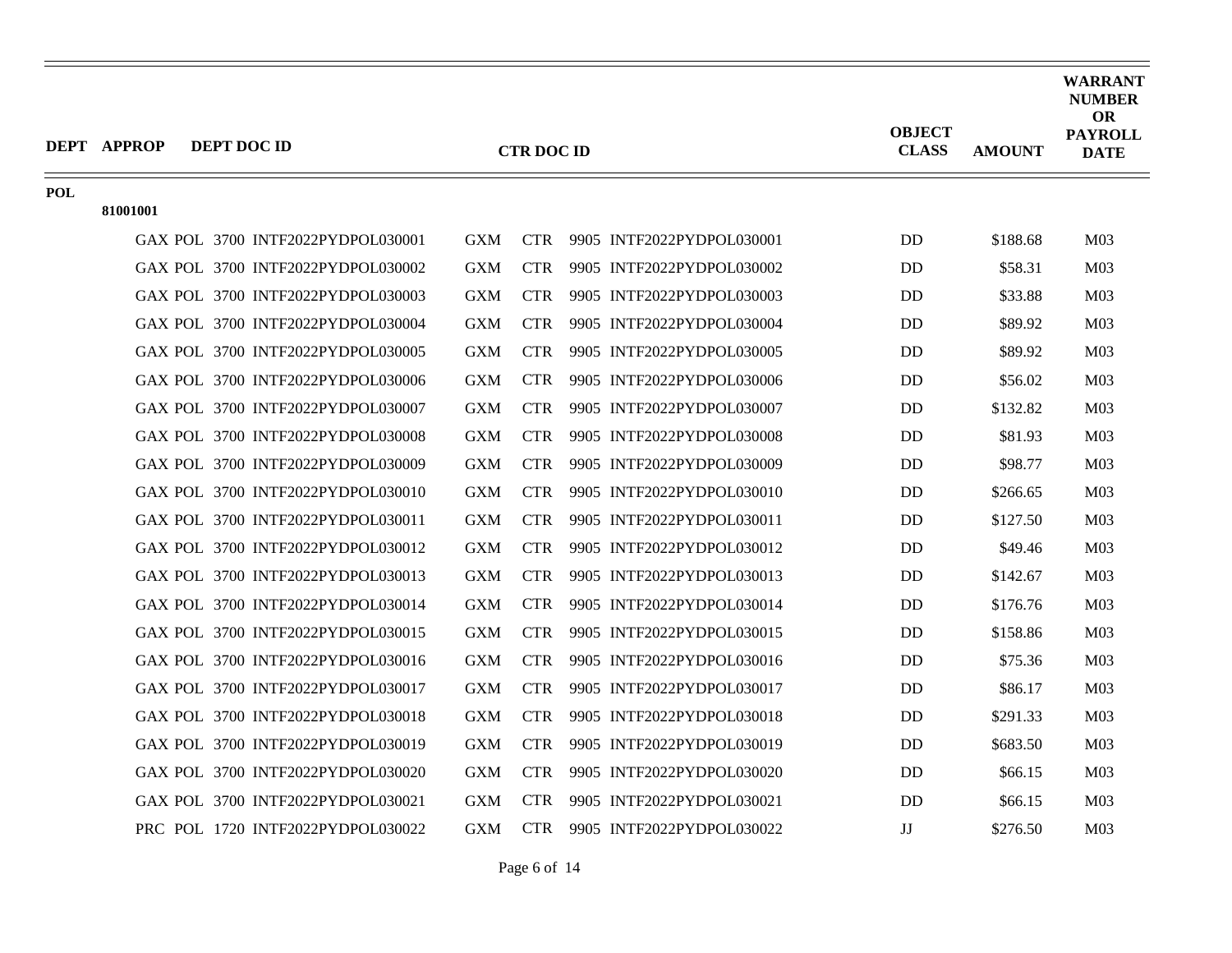| DEPT | APPROP | DEPT DOC ID | CTR DOC ID | OBJECT CLASS | AMOUNT | WARRANT NUMBER OR PAYROLL DATE |
|---|---|---|---|---|---|---|
| POL | | | | | | |
| | 81001001 | | | | | |
| | | GAX POL 3700 INTF2022PYDPOL030001 | GXM CTR 9905 INTF2022PYDPOL030001 | DD | $188.68 | M03 |
| | | GAX POL 3700 INTF2022PYDPOL030002 | GXM CTR 9905 INTF2022PYDPOL030002 | DD | $58.31 | M03 |
| | | GAX POL 3700 INTF2022PYDPOL030003 | GXM CTR 9905 INTF2022PYDPOL030003 | DD | $33.88 | M03 |
| | | GAX POL 3700 INTF2022PYDPOL030004 | GXM CTR 9905 INTF2022PYDPOL030004 | DD | $89.92 | M03 |
| | | GAX POL 3700 INTF2022PYDPOL030005 | GXM CTR 9905 INTF2022PYDPOL030005 | DD | $89.92 | M03 |
| | | GAX POL 3700 INTF2022PYDPOL030006 | GXM CTR 9905 INTF2022PYDPOL030006 | DD | $56.02 | M03 |
| | | GAX POL 3700 INTF2022PYDPOL030007 | GXM CTR 9905 INTF2022PYDPOL030007 | DD | $132.82 | M03 |
| | | GAX POL 3700 INTF2022PYDPOL030008 | GXM CTR 9905 INTF2022PYDPOL030008 | DD | $81.93 | M03 |
| | | GAX POL 3700 INTF2022PYDPOL030009 | GXM CTR 9905 INTF2022PYDPOL030009 | DD | $98.77 | M03 |
| | | GAX POL 3700 INTF2022PYDPOL030010 | GXM CTR 9905 INTF2022PYDPOL030010 | DD | $266.65 | M03 |
| | | GAX POL 3700 INTF2022PYDPOL030011 | GXM CTR 9905 INTF2022PYDPOL030011 | DD | $127.50 | M03 |
| | | GAX POL 3700 INTF2022PYDPOL030012 | GXM CTR 9905 INTF2022PYDPOL030012 | DD | $49.46 | M03 |
| | | GAX POL 3700 INTF2022PYDPOL030013 | GXM CTR 9905 INTF2022PYDPOL030013 | DD | $142.67 | M03 |
| | | GAX POL 3700 INTF2022PYDPOL030014 | GXM CTR 9905 INTF2022PYDPOL030014 | DD | $176.76 | M03 |
| | | GAX POL 3700 INTF2022PYDPOL030015 | GXM CTR 9905 INTF2022PYDPOL030015 | DD | $158.86 | M03 |
| | | GAX POL 3700 INTF2022PYDPOL030016 | GXM CTR 9905 INTF2022PYDPOL030016 | DD | $75.36 | M03 |
| | | GAX POL 3700 INTF2022PYDPOL030017 | GXM CTR 9905 INTF2022PYDPOL030017 | DD | $86.17 | M03 |
| | | GAX POL 3700 INTF2022PYDPOL030018 | GXM CTR 9905 INTF2022PYDPOL030018 | DD | $291.33 | M03 |
| | | GAX POL 3700 INTF2022PYDPOL030019 | GXM CTR 9905 INTF2022PYDPOL030019 | DD | $683.50 | M03 |
| | | GAX POL 3700 INTF2022PYDPOL030020 | GXM CTR 9905 INTF2022PYDPOL030020 | DD | $66.15 | M03 |
| | | GAX POL 3700 INTF2022PYDPOL030021 | GXM CTR 9905 INTF2022PYDPOL030021 | DD | $66.15 | M03 |
| | | PRC POL 1720 INTF2022PYDPOL030022 | GXM CTR 9905 INTF2022PYDPOL030022 | JJ | $276.50 | M03 |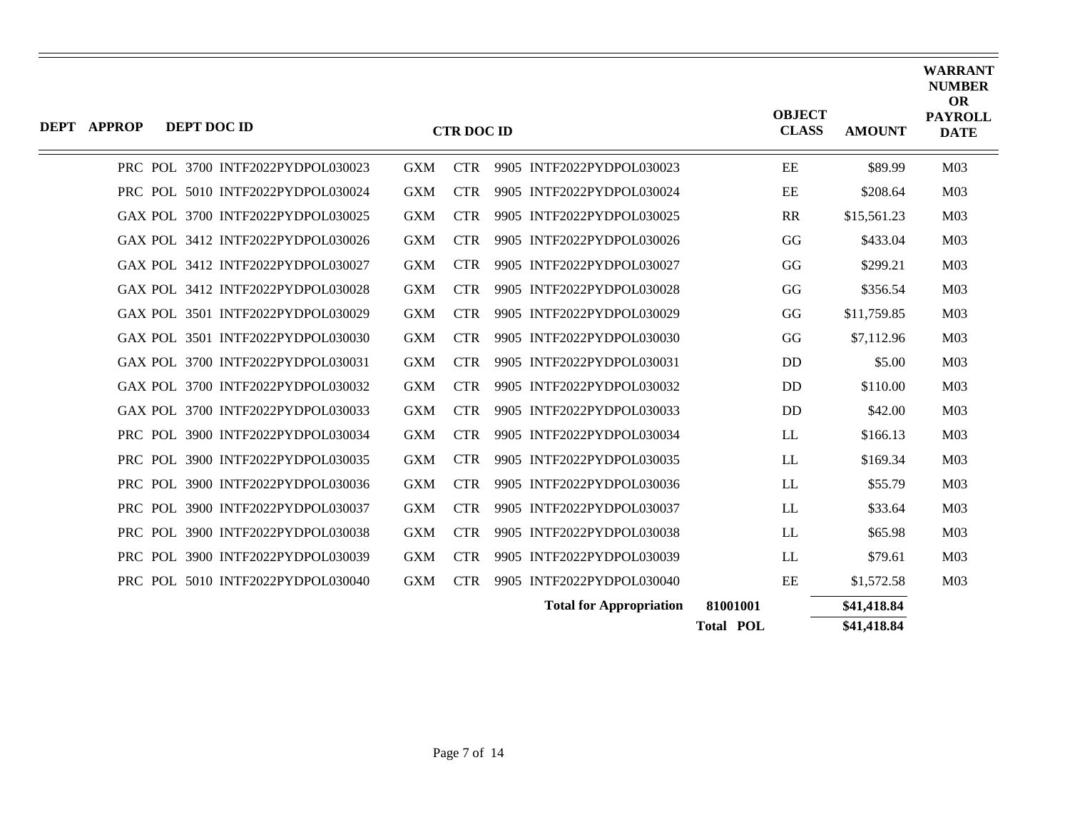| DEPT | APPROP | DEPT DOC ID | CTR DOC ID | OBJECT CLASS | AMOUNT | WARRANT NUMBER OR PAYROLL DATE |
|---|---|---|---|---|---|---|
| PRC | POL | 3700 INTF2022PYDPOL030023 | GXM CTR 9905 INTF2022PYDPOL030023 | EE | $89.99 | M03 |
| PRC | POL | 5010 INTF2022PYDPOL030024 | GXM CTR 9905 INTF2022PYDPOL030024 | EE | $208.64 | M03 |
| GAX | POL | 3700 INTF2022PYDPOL030025 | GXM CTR 9905 INTF2022PYDPOL030025 | RR | $15,561.23 | M03 |
| GAX | POL | 3412 INTF2022PYDPOL030026 | GXM CTR 9905 INTF2022PYDPOL030026 | GG | $433.04 | M03 |
| GAX | POL | 3412 INTF2022PYDPOL030027 | GXM CTR 9905 INTF2022PYDPOL030027 | GG | $299.21 | M03 |
| GAX | POL | 3412 INTF2022PYDPOL030028 | GXM CTR 9905 INTF2022PYDPOL030028 | GG | $356.54 | M03 |
| GAX | POL | 3501 INTF2022PYDPOL030029 | GXM CTR 9905 INTF2022PYDPOL030029 | GG | $11,759.85 | M03 |
| GAX | POL | 3501 INTF2022PYDPOL030030 | GXM CTR 9905 INTF2022PYDPOL030030 | GG | $7,112.96 | M03 |
| GAX | POL | 3700 INTF2022PYDPOL030031 | GXM CTR 9905 INTF2022PYDPOL030031 | DD | $5.00 | M03 |
| GAX | POL | 3700 INTF2022PYDPOL030032 | GXM CTR 9905 INTF2022PYDPOL030032 | DD | $110.00 | M03 |
| GAX | POL | 3700 INTF2022PYDPOL030033 | GXM CTR 9905 INTF2022PYDPOL030033 | DD | $42.00 | M03 |
| PRC | POL | 3900 INTF2022PYDPOL030034 | GXM CTR 9905 INTF2022PYDPOL030034 | LL | $166.13 | M03 |
| PRC | POL | 3900 INTF2022PYDPOL030035 | GXM CTR 9905 INTF2022PYDPOL030035 | LL | $169.34 | M03 |
| PRC | POL | 3900 INTF2022PYDPOL030036 | GXM CTR 9905 INTF2022PYDPOL030036 | LL | $55.79 | M03 |
| PRC | POL | 3900 INTF2022PYDPOL030037 | GXM CTR 9905 INTF2022PYDPOL030037 | LL | $33.64 | M03 |
| PRC | POL | 3900 INTF2022PYDPOL030038 | GXM CTR 9905 INTF2022PYDPOL030038 | LL | $65.98 | M03 |
| PRC | POL | 3900 INTF2022PYDPOL030039 | GXM CTR 9905 INTF2022PYDPOL030039 | LL | $79.61 | M03 |
| PRC | POL | 5010 INTF2022PYDPOL030040 | GXM CTR 9905 INTF2022PYDPOL030040 | EE | $1,572.58 | M03 |
| | | | **Total for Appropriation** | **81001001** | **$41,418.84** | |
| | | | | **Total POL** | **$41,418.84** | |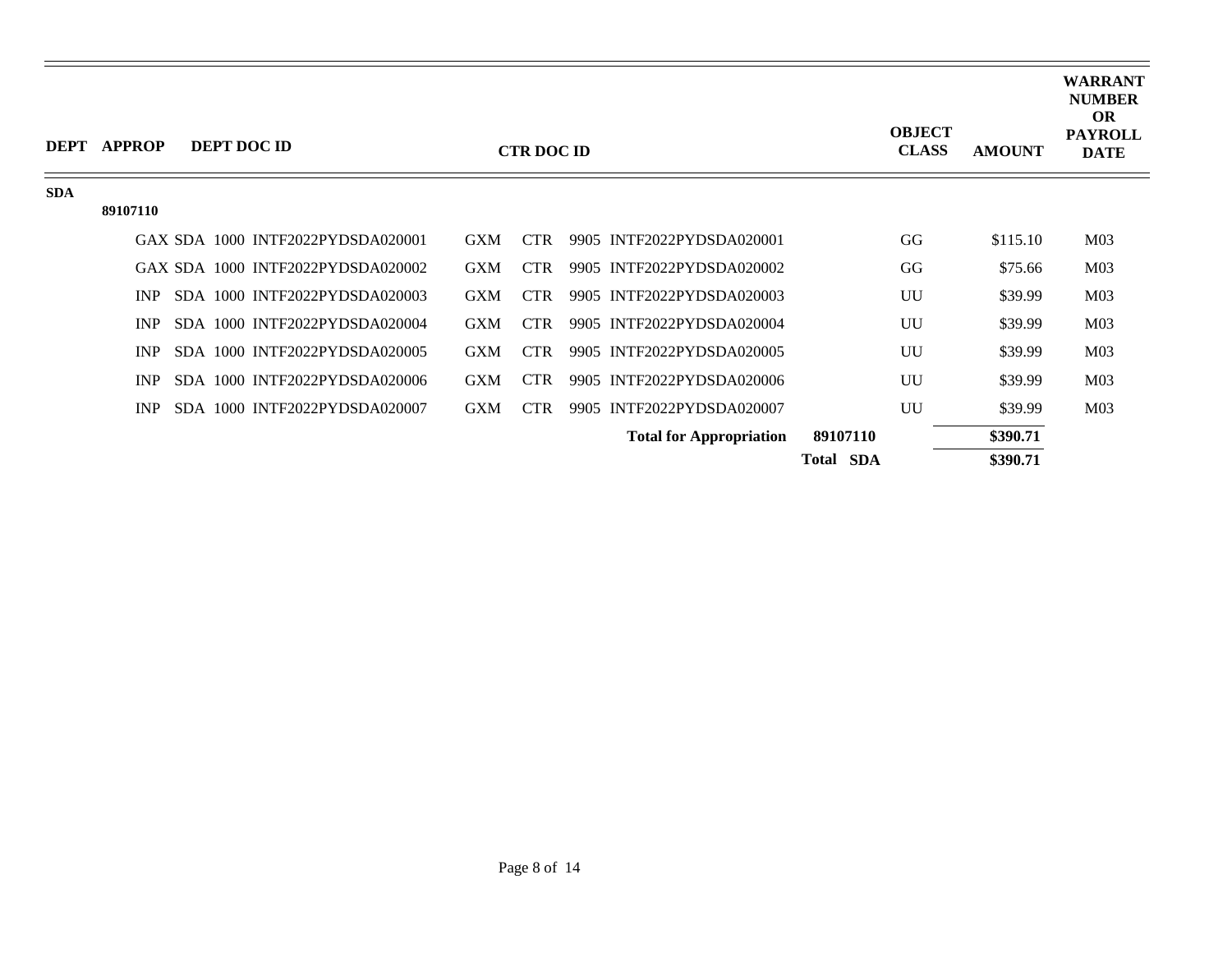| DEPT | APPROP | DEPT DOC ID | CTR DOC ID | OBJECT CLASS | AMOUNT | WARRANT NUMBER OR PAYROLL DATE |
|---|---|---|---|---|---|---|
| SDA | | | | | | |
| | 89107110 | | | | | |
| | | GAX SDA 1000 INTF2022PYDSDA020001 | GXM CTR 9905 INTF2022PYDSDA020001 | GG | $115.10 | M03 |
| | | GAX SDA 1000 INTF2022PYDSDA020002 | GXM CTR 9905 INTF2022PYDSDA020002 | GG | $75.66 | M03 |
| | | INP SDA 1000 INTF2022PYDSDA020003 | GXM CTR 9905 INTF2022PYDSDA020003 | UU | $39.99 | M03 |
| | | INP SDA 1000 INTF2022PYDSDA020004 | GXM CTR 9905 INTF2022PYDSDA020004 | UU | $39.99 | M03 |
| | | INP SDA 1000 INTF2022PYDSDA020005 | GXM CTR 9905 INTF2022PYDSDA020005 | UU | $39.99 | M03 |
| | | INP SDA 1000 INTF2022PYDSDA020006 | GXM CTR 9905 INTF2022PYDSDA020006 | UU | $39.99 | M03 |
| | | INP SDA 1000 INTF2022PYDSDA020007 | GXM CTR 9905 INTF2022PYDSDA020007 | UU | $39.99 | M03 |
| | | | **Total for Appropriation** **89107110** | | **$390.71** | |
| | | | **Total SDA** | | **$390.71** | |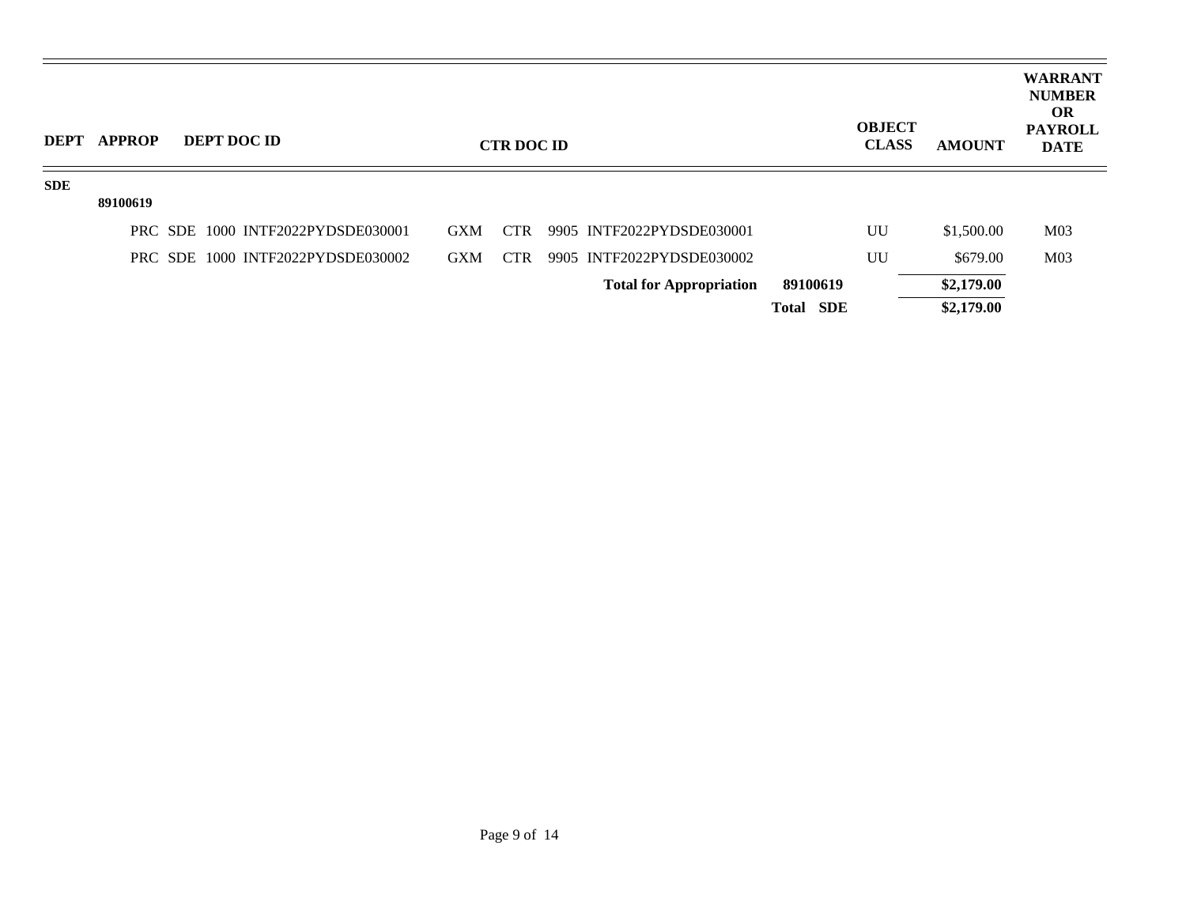| DEPT | APPROP | DEPT DOC ID | CTR DOC ID | | OBJECT CLASS | AMOUNT | WARRANT NUMBER OR PAYROLL DATE |
|---|---|---|---|---|---|---|---|
| SDE | | | | | | | |
| | 89100619 | | | | | | |
| | | PRC SDE 1000 INTF2022PYDSDE030001 | GXM CTR 9905 INTF2022PYDSDE030001 | | UU | $1,500.00 | M03 |
| | | PRC SDE 1000 INTF2022PYDSDE030002 | GXM CTR 9905 INTF2022PYDSDE030002 | | UU | $679.00 | M03 |
| | | | **Total for Appropriation** | **89100619** | | **$2,179.00** | |
| | | | | **Total SDE** | | **$2,179.00** | |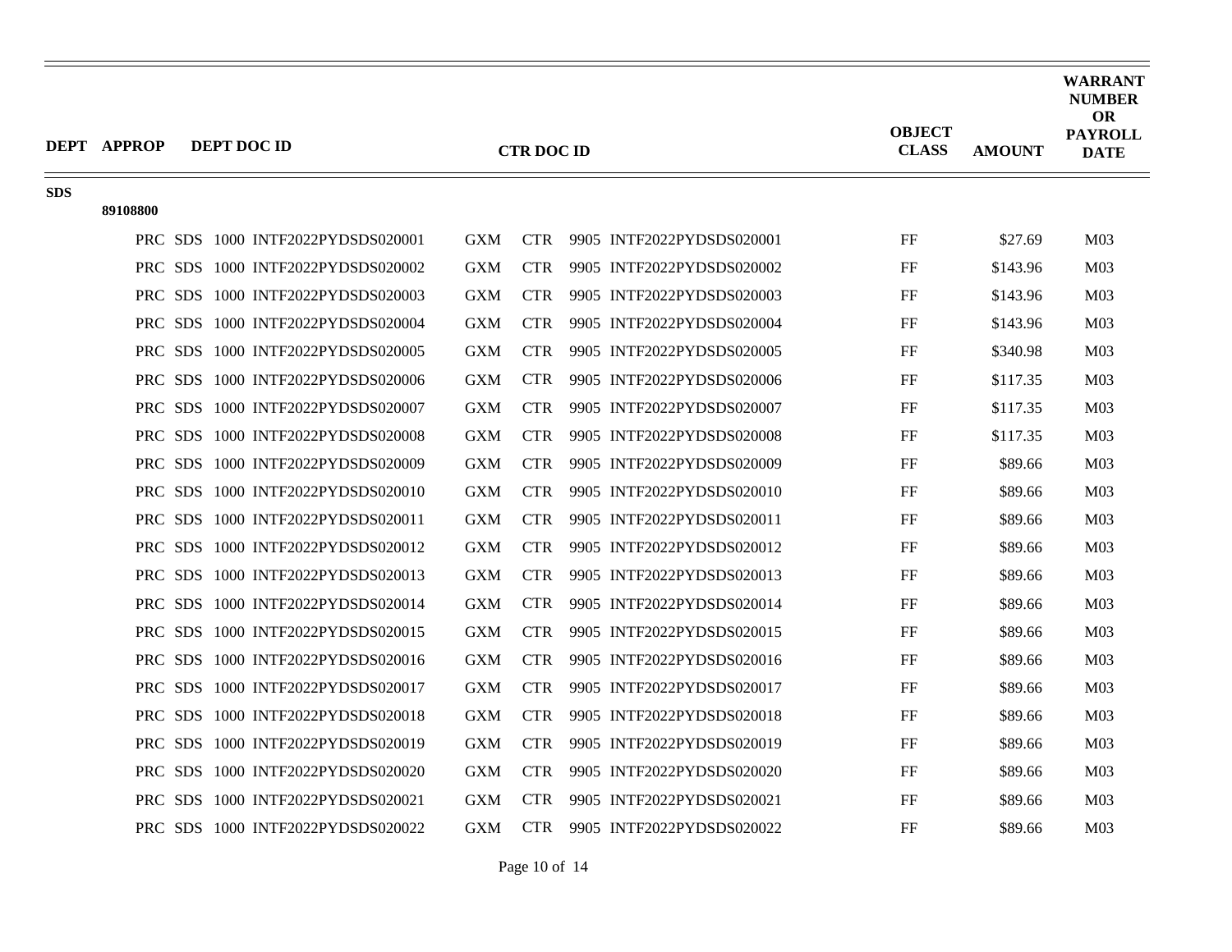| DEPT | APPROP | DEPT DOC ID | CTR DOC ID | OBJECT CLASS | AMOUNT | WARRANT NUMBER OR PAYROLL DATE |
|---|---|---|---|---|---|---|
| SDS | | | | | | |
| | 89108800 | | | | | |
| | | PRC SDS 1000 INTF2022PYDSDS020001 | GXM CTR 9905 INTF2022PYDSDS020001 | FF | $27.69 | M03 |
| | | PRC SDS 1000 INTF2022PYDSDS020002 | GXM CTR 9905 INTF2022PYDSDS020002 | FF | $143.96 | M03 |
| | | PRC SDS 1000 INTF2022PYDSDS020003 | GXM CTR 9905 INTF2022PYDSDS020003 | FF | $143.96 | M03 |
| | | PRC SDS 1000 INTF2022PYDSDS020004 | GXM CTR 9905 INTF2022PYDSDS020004 | FF | $143.96 | M03 |
| | | PRC SDS 1000 INTF2022PYDSDS020005 | GXM CTR 9905 INTF2022PYDSDS020005 | FF | $340.98 | M03 |
| | | PRC SDS 1000 INTF2022PYDSDS020006 | GXM CTR 9905 INTF2022PYDSDS020006 | FF | $117.35 | M03 |
| | | PRC SDS 1000 INTF2022PYDSDS020007 | GXM CTR 9905 INTF2022PYDSDS020007 | FF | $117.35 | M03 |
| | | PRC SDS 1000 INTF2022PYDSDS020008 | GXM CTR 9905 INTF2022PYDSDS020008 | FF | $117.35 | M03 |
| | | PRC SDS 1000 INTF2022PYDSDS020009 | GXM CTR 9905 INTF2022PYDSDS020009 | FF | $89.66 | M03 |
| | | PRC SDS 1000 INTF2022PYDSDS020010 | GXM CTR 9905 INTF2022PYDSDS020010 | FF | $89.66 | M03 |
| | | PRC SDS 1000 INTF2022PYDSDS020011 | GXM CTR 9905 INTF2022PYDSDS020011 | FF | $89.66 | M03 |
| | | PRC SDS 1000 INTF2022PYDSDS020012 | GXM CTR 9905 INTF2022PYDSDS020012 | FF | $89.66 | M03 |
| | | PRC SDS 1000 INTF2022PYDSDS020013 | GXM CTR 9905 INTF2022PYDSDS020013 | FF | $89.66 | M03 |
| | | PRC SDS 1000 INTF2022PYDSDS020014 | GXM CTR 9905 INTF2022PYDSDS020014 | FF | $89.66 | M03 |
| | | PRC SDS 1000 INTF2022PYDSDS020015 | GXM CTR 9905 INTF2022PYDSDS020015 | FF | $89.66 | M03 |
| | | PRC SDS 1000 INTF2022PYDSDS020016 | GXM CTR 9905 INTF2022PYDSDS020016 | FF | $89.66 | M03 |
| | | PRC SDS 1000 INTF2022PYDSDS020017 | GXM CTR 9905 INTF2022PYDSDS020017 | FF | $89.66 | M03 |
| | | PRC SDS 1000 INTF2022PYDSDS020018 | GXM CTR 9905 INTF2022PYDSDS020018 | FF | $89.66 | M03 |
| | | PRC SDS 1000 INTF2022PYDSDS020019 | GXM CTR 9905 INTF2022PYDSDS020019 | FF | $89.66 | M03 |
| | | PRC SDS 1000 INTF2022PYDSDS020020 | GXM CTR 9905 INTF2022PYDSDS020020 | FF | $89.66 | M03 |
| | | PRC SDS 1000 INTF2022PYDSDS020021 | GXM CTR 9905 INTF2022PYDSDS020021 | FF | $89.66 | M03 |
| | | PRC SDS 1000 INTF2022PYDSDS020022 | GXM CTR 9905 INTF2022PYDSDS020022 | FF | $89.66 | M03 |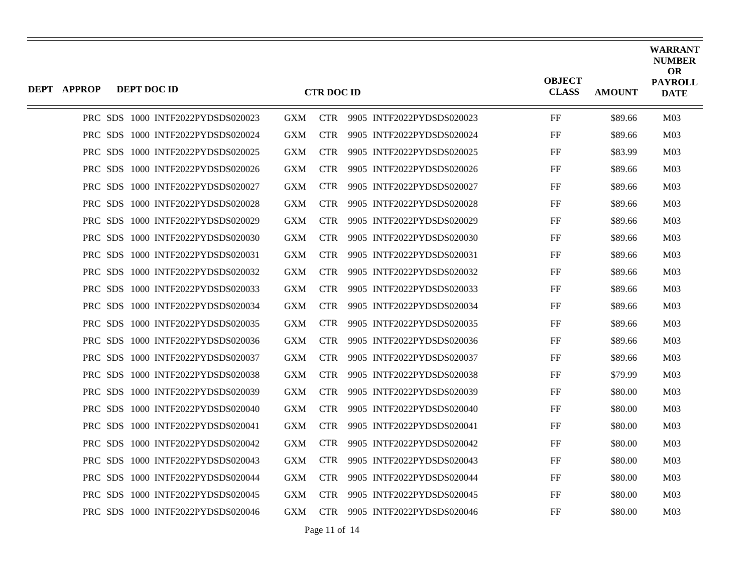| DEPT | APPROP | DEPT DOC ID | CTR DOC ID | OBJECT CLASS | AMOUNT | WARRANT NUMBER OR PAYROLL DATE |
|---|---|---|---|---|---|---|
| PRC | SDS 1000 | INTF2022PYDSDS020023 | GXM CTR 9905 INTF2022PYDSDS020023 | FF | $89.66 | M03 |
| PRC | SDS 1000 | INTF2022PYDSDS020024 | GXM CTR 9905 INTF2022PYDSDS020024 | FF | $89.66 | M03 |
| PRC | SDS 1000 | INTF2022PYDSDS020025 | GXM CTR 9905 INTF2022PYDSDS020025 | FF | $83.99 | M03 |
| PRC | SDS 1000 | INTF2022PYDSDS020026 | GXM CTR 9905 INTF2022PYDSDS020026 | FF | $89.66 | M03 |
| PRC | SDS 1000 | INTF2022PYDSDS020027 | GXM CTR 9905 INTF2022PYDSDS020027 | FF | $89.66 | M03 |
| PRC | SDS 1000 | INTF2022PYDSDS020028 | GXM CTR 9905 INTF2022PYDSDS020028 | FF | $89.66 | M03 |
| PRC | SDS 1000 | INTF2022PYDSDS020029 | GXM CTR 9905 INTF2022PYDSDS020029 | FF | $89.66 | M03 |
| PRC | SDS 1000 | INTF2022PYDSDS020030 | GXM CTR 9905 INTF2022PYDSDS020030 | FF | $89.66 | M03 |
| PRC | SDS 1000 | INTF2022PYDSDS020031 | GXM CTR 9905 INTF2022PYDSDS020031 | FF | $89.66 | M03 |
| PRC | SDS 1000 | INTF2022PYDSDS020032 | GXM CTR 9905 INTF2022PYDSDS020032 | FF | $89.66 | M03 |
| PRC | SDS 1000 | INTF2022PYDSDS020033 | GXM CTR 9905 INTF2022PYDSDS020033 | FF | $89.66 | M03 |
| PRC | SDS 1000 | INTF2022PYDSDS020034 | GXM CTR 9905 INTF2022PYDSDS020034 | FF | $89.66 | M03 |
| PRC | SDS 1000 | INTF2022PYDSDS020035 | GXM CTR 9905 INTF2022PYDSDS020035 | FF | $89.66 | M03 |
| PRC | SDS 1000 | INTF2022PYDSDS020036 | GXM CTR 9905 INTF2022PYDSDS020036 | FF | $89.66 | M03 |
| PRC | SDS 1000 | INTF2022PYDSDS020037 | GXM CTR 9905 INTF2022PYDSDS020037 | FF | $89.66 | M03 |
| PRC | SDS 1000 | INTF2022PYDSDS020038 | GXM CTR 9905 INTF2022PYDSDS020038 | FF | $79.99 | M03 |
| PRC | SDS 1000 | INTF2022PYDSDS020039 | GXM CTR 9905 INTF2022PYDSDS020039 | FF | $80.00 | M03 |
| PRC | SDS 1000 | INTF2022PYDSDS020040 | GXM CTR 9905 INTF2022PYDSDS020040 | FF | $80.00 | M03 |
| PRC | SDS 1000 | INTF2022PYDSDS020041 | GXM CTR 9905 INTF2022PYDSDS020041 | FF | $80.00 | M03 |
| PRC | SDS 1000 | INTF2022PYDSDS020042 | GXM CTR 9905 INTF2022PYDSDS020042 | FF | $80.00 | M03 |
| PRC | SDS 1000 | INTF2022PYDSDS020043 | GXM CTR 9905 INTF2022PYDSDS020043 | FF | $80.00 | M03 |
| PRC | SDS 1000 | INTF2022PYDSDS020044 | GXM CTR 9905 INTF2022PYDSDS020044 | FF | $80.00 | M03 |
| PRC | SDS 1000 | INTF2022PYDSDS020045 | GXM CTR 9905 INTF2022PYDSDS020045 | FF | $80.00 | M03 |
| PRC | SDS 1000 | INTF2022PYDSDS020046 | GXM CTR 9905 INTF2022PYDSDS020046 | FF | $80.00 | M03 |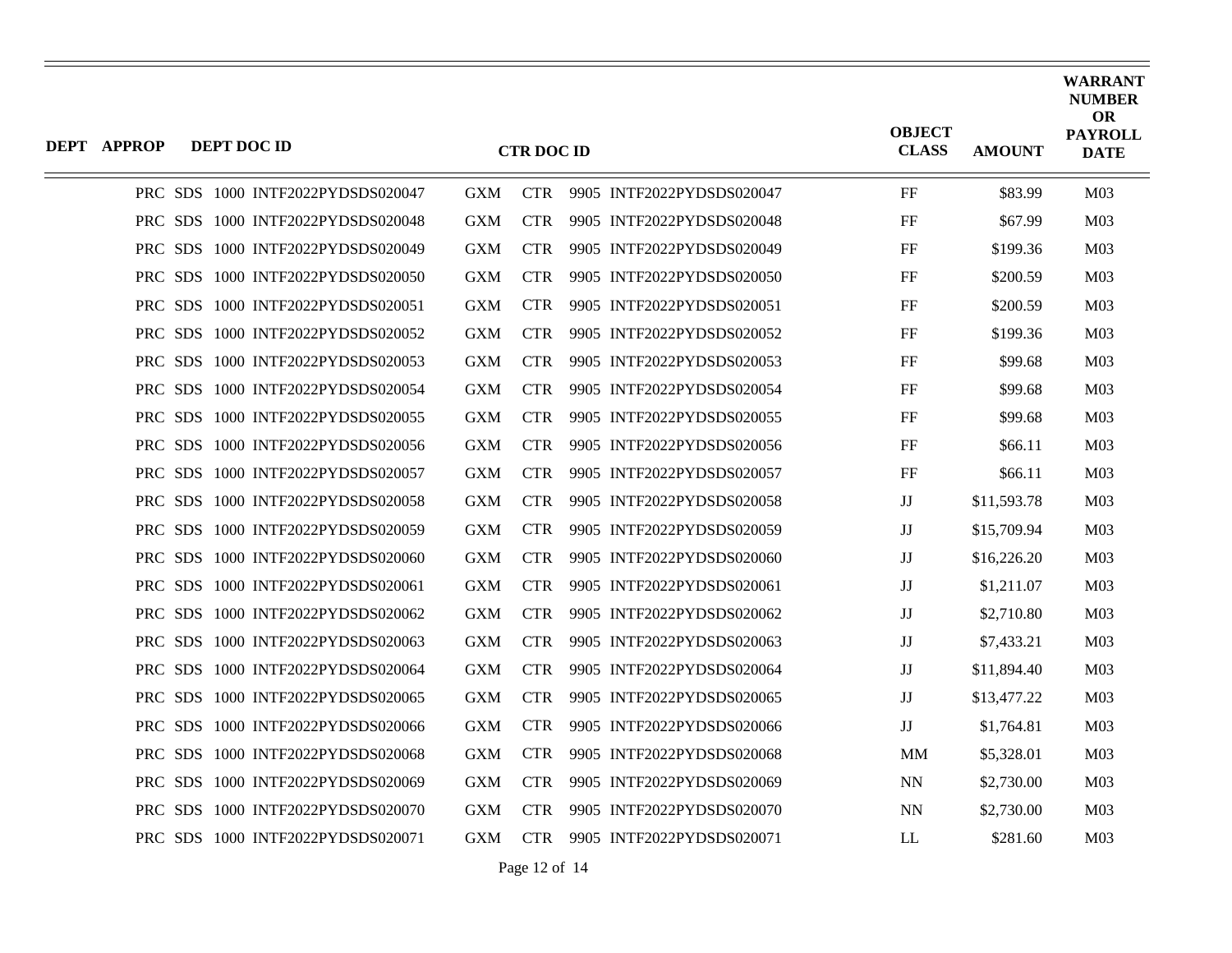| DEPT | APPROP | DEPT DOC ID | CTR DOC ID | OBJECT CLASS | AMOUNT | WARRANT NUMBER OR PAYROLL DATE |
|---|---|---|---|---|---|---|
| PRC | SDS | 1000 INTF2022PYDSDS020047 | GXM CTR 9905 INTF2022PYDSDS020047 | FF | $83.99 | M03 |
| PRC | SDS | 1000 INTF2022PYDSDS020048 | GXM CTR 9905 INTF2022PYDSDS020048 | FF | $67.99 | M03 |
| PRC | SDS | 1000 INTF2022PYDSDS020049 | GXM CTR 9905 INTF2022PYDSDS020049 | FF | $199.36 | M03 |
| PRC | SDS | 1000 INTF2022PYDSDS020050 | GXM CTR 9905 INTF2022PYDSDS020050 | FF | $200.59 | M03 |
| PRC | SDS | 1000 INTF2022PYDSDS020051 | GXM CTR 9905 INTF2022PYDSDS020051 | FF | $200.59 | M03 |
| PRC | SDS | 1000 INTF2022PYDSDS020052 | GXM CTR 9905 INTF2022PYDSDS020052 | FF | $199.36 | M03 |
| PRC | SDS | 1000 INTF2022PYDSDS020053 | GXM CTR 9905 INTF2022PYDSDS020053 | FF | $99.68 | M03 |
| PRC | SDS | 1000 INTF2022PYDSDS020054 | GXM CTR 9905 INTF2022PYDSDS020054 | FF | $99.68 | M03 |
| PRC | SDS | 1000 INTF2022PYDSDS020055 | GXM CTR 9905 INTF2022PYDSDS020055 | FF | $99.68 | M03 |
| PRC | SDS | 1000 INTF2022PYDSDS020056 | GXM CTR 9905 INTF2022PYDSDS020056 | FF | $66.11 | M03 |
| PRC | SDS | 1000 INTF2022PYDSDS020057 | GXM CTR 9905 INTF2022PYDSDS020057 | FF | $66.11 | M03 |
| PRC | SDS | 1000 INTF2022PYDSDS020058 | GXM CTR 9905 INTF2022PYDSDS020058 | JJ | $11,593.78 | M03 |
| PRC | SDS | 1000 INTF2022PYDSDS020059 | GXM CTR 9905 INTF2022PYDSDS020059 | JJ | $15,709.94 | M03 |
| PRC | SDS | 1000 INTF2022PYDSDS020060 | GXM CTR 9905 INTF2022PYDSDS020060 | JJ | $16,226.20 | M03 |
| PRC | SDS | 1000 INTF2022PYDSDS020061 | GXM CTR 9905 INTF2022PYDSDS020061 | JJ | $1,211.07 | M03 |
| PRC | SDS | 1000 INTF2022PYDSDS020062 | GXM CTR 9905 INTF2022PYDSDS020062 | JJ | $2,710.80 | M03 |
| PRC | SDS | 1000 INTF2022PYDSDS020063 | GXM CTR 9905 INTF2022PYDSDS020063 | JJ | $7,433.21 | M03 |
| PRC | SDS | 1000 INTF2022PYDSDS020064 | GXM CTR 9905 INTF2022PYDSDS020064 | JJ | $11,894.40 | M03 |
| PRC | SDS | 1000 INTF2022PYDSDS020065 | GXM CTR 9905 INTF2022PYDSDS020065 | JJ | $13,477.22 | M03 |
| PRC | SDS | 1000 INTF2022PYDSDS020066 | GXM CTR 9905 INTF2022PYDSDS020066 | JJ | $1,764.81 | M03 |
| PRC | SDS | 1000 INTF2022PYDSDS020068 | GXM CTR 9905 INTF2022PYDSDS020068 | MM | $5,328.01 | M03 |
| PRC | SDS | 1000 INTF2022PYDSDS020069 | GXM CTR 9905 INTF2022PYDSDS020069 | NN | $2,730.00 | M03 |
| PRC | SDS | 1000 INTF2022PYDSDS020070 | GXM CTR 9905 INTF2022PYDSDS020070 | NN | $2,730.00 | M03 |
| PRC | SDS | 1000 INTF2022PYDSDS020071 | GXM CTR 9905 INTF2022PYDSDS020071 | LL | $281.60 | M03 |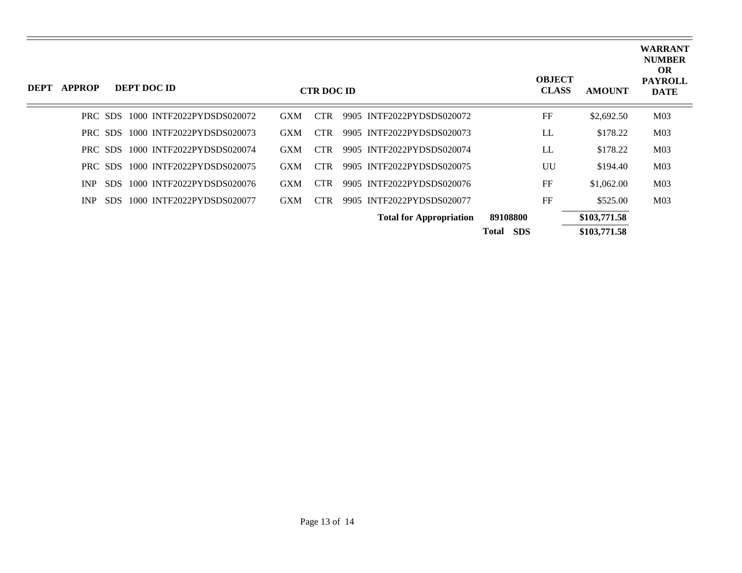| DEPT | APPROP | DEPT DOC ID | CTR DOC ID | OBJECT CLASS | AMOUNT | WARRANT NUMBER OR PAYROLL DATE |
|---|---|---|---|---|---|---|
| PRC | SDS | 1000 INTF2022PYDSDS020072 | GXM CTR 9905 INTF2022PYDSDS020072 | FF | $2,692.50 | M03 |
| PRC | SDS | 1000 INTF2022PYDSDS020073 | GXM CTR 9905 INTF2022PYDSDS020073 | LL | $178.22 | M03 |
| PRC | SDS | 1000 INTF2022PYDSDS020074 | GXM CTR 9905 INTF2022PYDSDS020074 | LL | $178.22 | M03 |
| PRC | SDS | 1000 INTF2022PYDSDS020075 | GXM CTR 9905 INTF2022PYDSDS020075 | UU | $194.40 | M03 |
| INP | SDS | 1000 INTF2022PYDSDS020076 | GXM CTR 9905 INTF2022PYDSDS020076 | FF | $1,062.00 | M03 |
| INP | SDS | 1000 INTF2022PYDSDS020077 | GXM CTR 9905 INTF2022PYDSDS020077 | FF | $525.00 | M03 |
| | | | **Total for Appropriation** | **89108800** | **$103,771.58** | |
| | | | | **Total SDS** | **$103,771.58** | |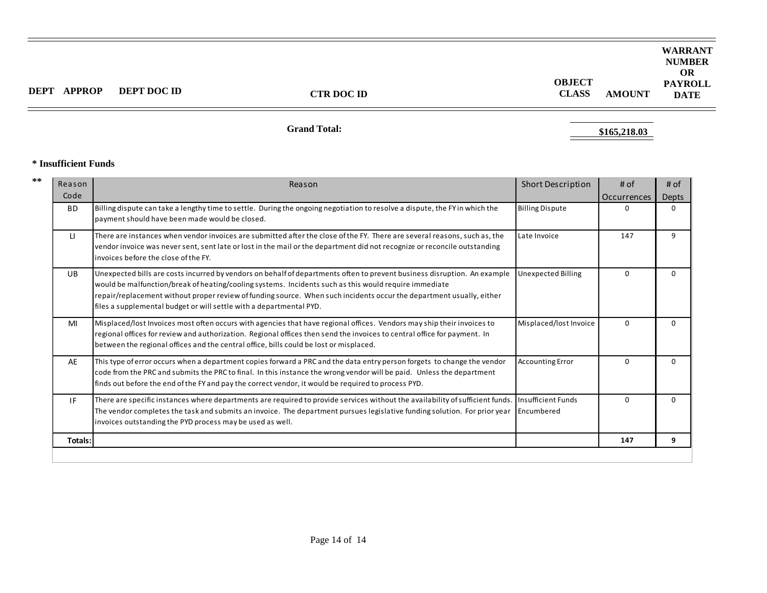| DEPT | APPROP | DEPT DOC ID | CTR DOC ID | OBJECT CLASS | AMOUNT | WARRANT NUMBER OR PAYROLL DATE |
|---|---|---|---|---|---|---|
| | | | Grand Total: | | $165,218.03 | |

**\* Insufficient Funds**

**\*\***

| Reason Code | Reason | Short Description | # of Occurrences | # of Depts |
|---|---|---|---|---|
| BD | Billing dispute can take a lengthy time to settle. During the ongoing negotiation to resolve a dispute, the FY in which the payment should have been made would be closed. | Billing Dispute | 0 | 0 |
| LI | There are instances when vendor invoices are submitted after the close of the FY. There are several reasons, such as, the vendor invoice was never sent, sent late or lost in the mail or the department did not recognize or reconcile outstanding invoices before the close of the FY. | Late Invoice | 147 | 9 |
| UB | Unexpected bills are costs incurred by vendors on behalf of departments often to prevent business disruption. An example would be malfunction/break of heating/cooling systems. Incidents such as this would require immediate repair/replacement without proper review of funding source. When such incidents occur the department usually, either files a supplemental budget or will settle with a departmental PYD. | Unexpected Billing | 0 | 0 |
| MI | Misplaced/lost Invoices most often occurs with agencies that have regional offices. Vendors may ship their invoices to regional offices for review and authorization. Regional offices then send the invoices to central office for payment. In between the regional offices and the central office, bills could be lost or misplaced. | Misplaced/lost Invoice | 0 | 0 |
| AE | This type of error occurs when a department copies forward a PRC and the data entry person forgets to change the vendor code from the PRC and submits the PRC to final. In this instance the wrong vendor will be paid. Unless the department finds out before the end of the FY and pay the correct vendor, it would be required to process PYD. | Accounting Error | 0 | 0 |
| IF | There are specific instances where departments are required to provide services without the availability of sufficient funds. The vendor completes the task and submits an invoice. The department pursues legislative funding solution. For prior year invoices outstanding the PYD process may be used as well. | Insufficient Funds Encumbered | 0 | 0 |
| **Totals:** | | | **147** | **9** |